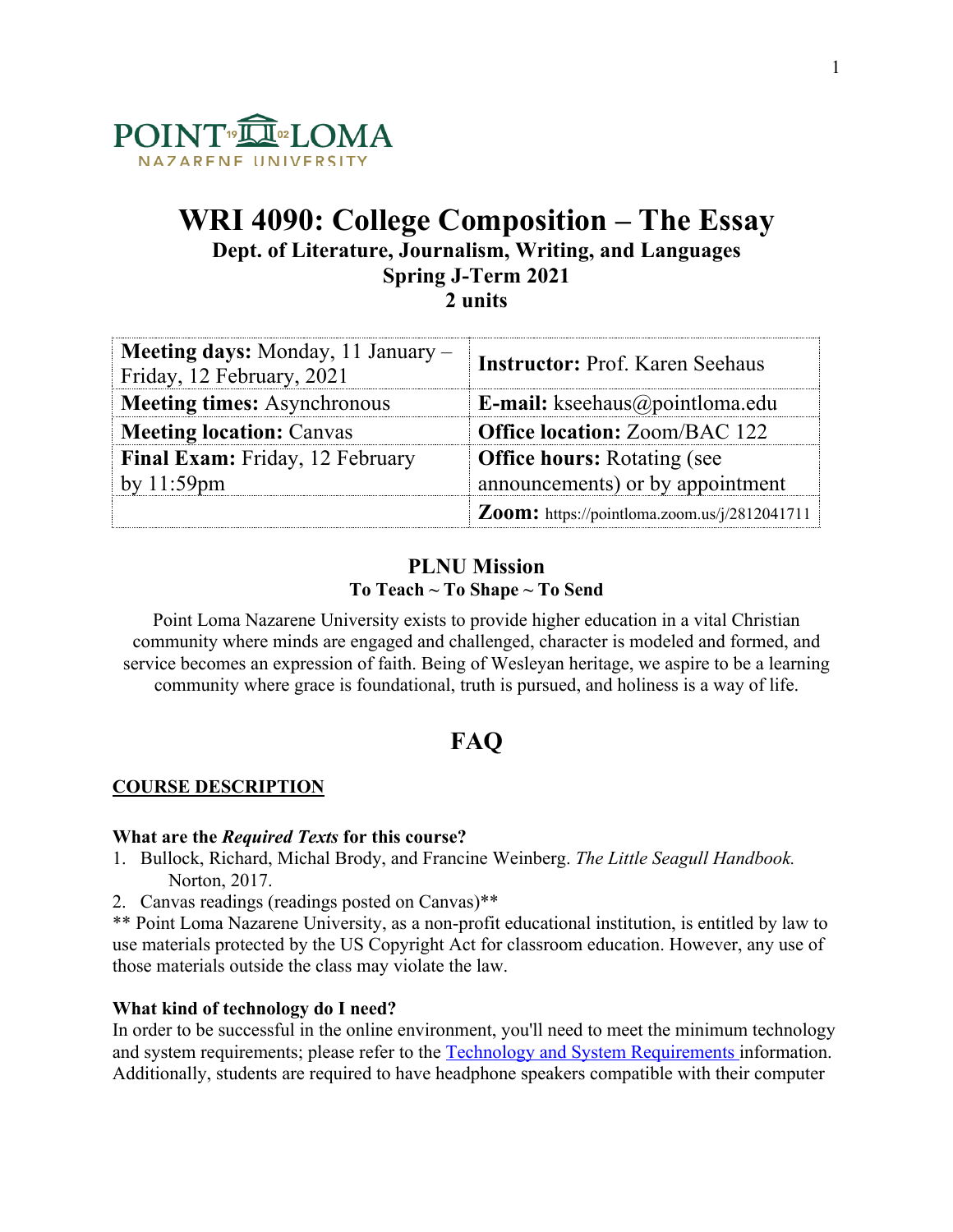POINT LOMA NAZARENE UNIVERSITY

# WRI 4090: College Composition – The Essay

**Dept. of Literature, Journalism, Writing, and Languages**
**Spring J-Term 2021**
**2 units**

| | |
|---|---|
| **Meeting days:** Monday, 11 January – Friday, 12 February, 2021 | **Instructor:** Prof. Karen Seehaus |
| **Meeting times:** Asynchronous | **E-mail:** kseehaus@pointloma.edu |
| **Meeting location:** Canvas | **Office location:** Zoom/BAC 122 |
| **Final Exam:** Friday, 12 February by 11:59pm | **Office hours:** Rotating (see announcements) or by appointment |
| | **Zoom:** https://pointloma.zoom.us/j/2812041711 |

## PLNU Mission

**To Teach ~ To Shape ~ To Send**

Point Loma Nazarene University exists to provide higher education in a vital Christian community where minds are engaged and challenged, character is modeled and formed, and service becomes an expression of faith. Being of Wesleyan heritage, we aspire to be a learning community where grace is foundational, truth is pursued, and holiness is a way of life.

# FAQ

## COURSE DESCRIPTION

### What are the *Required Texts* for this course?

1. Bullock, Richard, Michal Brody, and Francine Weinberg. *The Little Seagull Handbook.* Norton, 2017.
2. Canvas readings (readings posted on Canvas)**

** Point Loma Nazarene University, as a non-profit educational institution, is entitled by law to use materials protected by the US Copyright Act for classroom education. However, any use of those materials outside the class may violate the law.

### What kind of technology do I need?

In order to be successful in the online environment, you'll need to meet the minimum technology and system requirements; please refer to the Technology and System Requirements information. Additionally, students are required to have headphone speakers compatible with their computer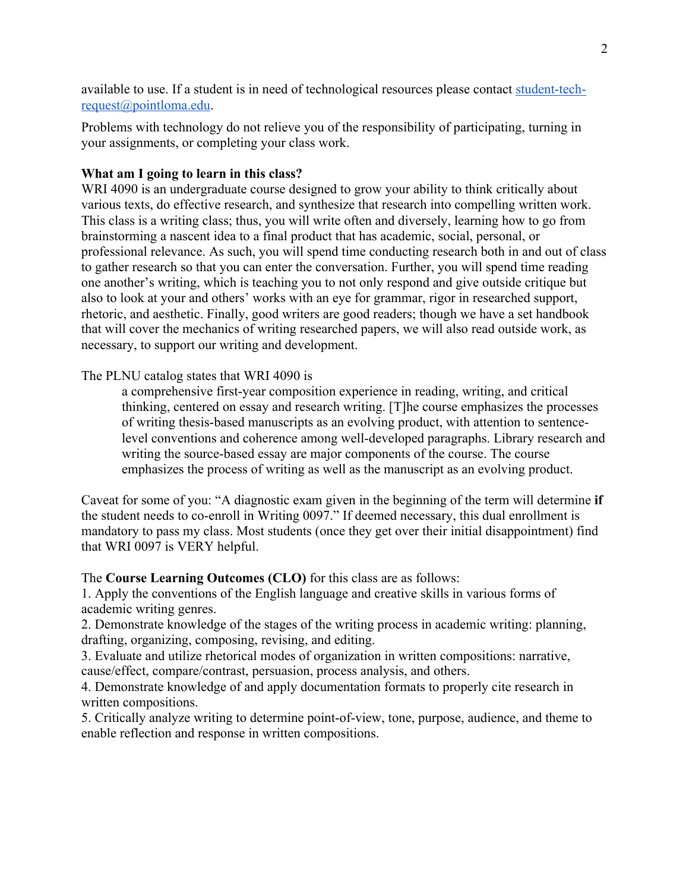available to use. If a student is in need of technological resources please contact [student-tech-request@pointloma.edu](mailto:student-tech-request@pointloma.edu).

Problems with technology do not relieve you of the responsibility of participating, turning in your assignments, or completing your class work.

**What am I going to learn in this class?**

WRI 4090 is an undergraduate course designed to grow your ability to think critically about various texts, do effective research, and synthesize that research into compelling written work. This class is a writing class; thus, you will write often and diversely, learning how to go from brainstorming a nascent idea to a final product that has academic, social, personal, or professional relevance. As such, you will spend time conducting research both in and out of class to gather research so that you can enter the conversation. Further, you will spend time reading one another's writing, which is teaching you to not only respond and give outside critique but also to look at your and others' works with an eye for grammar, rigor in researched support, rhetoric, and aesthetic. Finally, good writers are good readers; though we have a set handbook that will cover the mechanics of writing researched papers, we will also read outside work, as necessary, to support our writing and development.

The PLNU catalog states that WRI 4090 is

> a comprehensive first-year composition experience in reading, writing, and critical thinking, centered on essay and research writing. [T]he course emphasizes the processes of writing thesis-based manuscripts as an evolving product, with attention to sentence-level conventions and coherence among well-developed paragraphs. Library research and writing the source-based essay are major components of the course. The course emphasizes the process of writing as well as the manuscript as an evolving product.

Caveat for some of you: "A diagnostic exam given in the beginning of the term will determine **if** the student needs to co-enroll in Writing 0097." If deemed necessary, this dual enrollment is mandatory to pass my class. Most students (once they get over their initial disappointment) find that WRI 0097 is VERY helpful.

The **Course Learning Outcomes (CLO)** for this class are as follows:

1. Apply the conventions of the English language and creative skills in various forms of academic writing genres.
2. Demonstrate knowledge of the stages of the writing process in academic writing: planning, drafting, organizing, composing, revising, and editing.
3. Evaluate and utilize rhetorical modes of organization in written compositions: narrative, cause/effect, compare/contrast, persuasion, process analysis, and others.
4. Demonstrate knowledge of and apply documentation formats to properly cite research in written compositions.
5. Critically analyze writing to determine point-of-view, tone, purpose, audience, and theme to enable reflection and response in written compositions.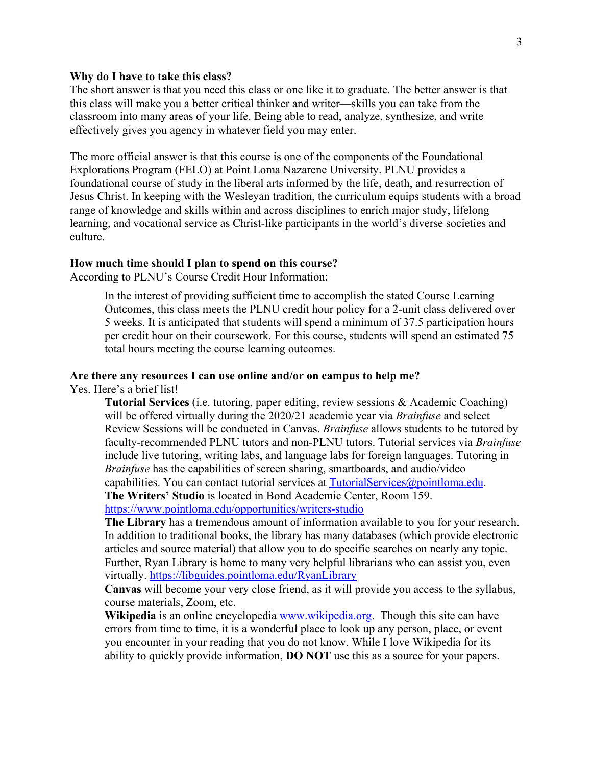**Why do I have to take this class?**

The short answer is that you need this class or one like it to graduate. The better answer is that this class will make you a better critical thinker and writer—skills you can take from the classroom into many areas of your life. Being able to read, analyze, synthesize, and write effectively gives you agency in whatever field you may enter.

The more official answer is that this course is one of the components of the Foundational Explorations Program (FELO) at Point Loma Nazarene University. PLNU provides a foundational course of study in the liberal arts informed by the life, death, and resurrection of Jesus Christ. In keeping with the Wesleyan tradition, the curriculum equips students with a broad range of knowledge and skills within and across disciplines to enrich major study, lifelong learning, and vocational service as Christ-like participants in the world's diverse societies and culture.

**How much time should I plan to spend on this course?**

According to PLNU's Course Credit Hour Information:

> In the interest of providing sufficient time to accomplish the stated Course Learning Outcomes, this class meets the PLNU credit hour policy for a 2-unit class delivered over 5 weeks. It is anticipated that students will spend a minimum of 37.5 participation hours per credit hour on their coursework. For this course, students will spend an estimated 75 total hours meeting the course learning outcomes.

**Are there any resources I can use online and/or on campus to help me?**

Yes. Here's a brief list!

> **Tutorial Services** (i.e. tutoring, paper editing, review sessions & Academic Coaching) will be offered virtually during the 2020/21 academic year via *Brainfuse* and select Review Sessions will be conducted in Canvas. *Brainfuse* allows students to be tutored by faculty-recommended PLNU tutors and non-PLNU tutors. Tutorial services via *Brainfuse* include live tutoring, writing labs, and language labs for foreign languages. Tutoring in *Brainfuse* has the capabilities of screen sharing, smartboards, and audio/video capabilities. You can contact tutorial services at TutorialServices@pointloma.edu.
>
> **The Writers' Studio** is located in Bond Academic Center, Room 159. https://www.pointloma.edu/opportunities/writers-studio
>
> **The Library** has a tremendous amount of information available to you for your research. In addition to traditional books, the library has many databases (which provide electronic articles and source material) that allow you to do specific searches on nearly any topic. Further, Ryan Library is home to many very helpful librarians who can assist you, even virtually. https://libguides.pointloma.edu/RyanLibrary
>
> **Canvas** will become your very close friend, as it will provide you access to the syllabus, course materials, Zoom, etc.
>
> **Wikipedia** is an online encyclopedia www.wikipedia.org. Though this site can have errors from time to time, it is a wonderful place to look up any person, place, or event you encounter in your reading that you do not know. While I love Wikipedia for its ability to quickly provide information, **DO NOT** use this as a source for your papers.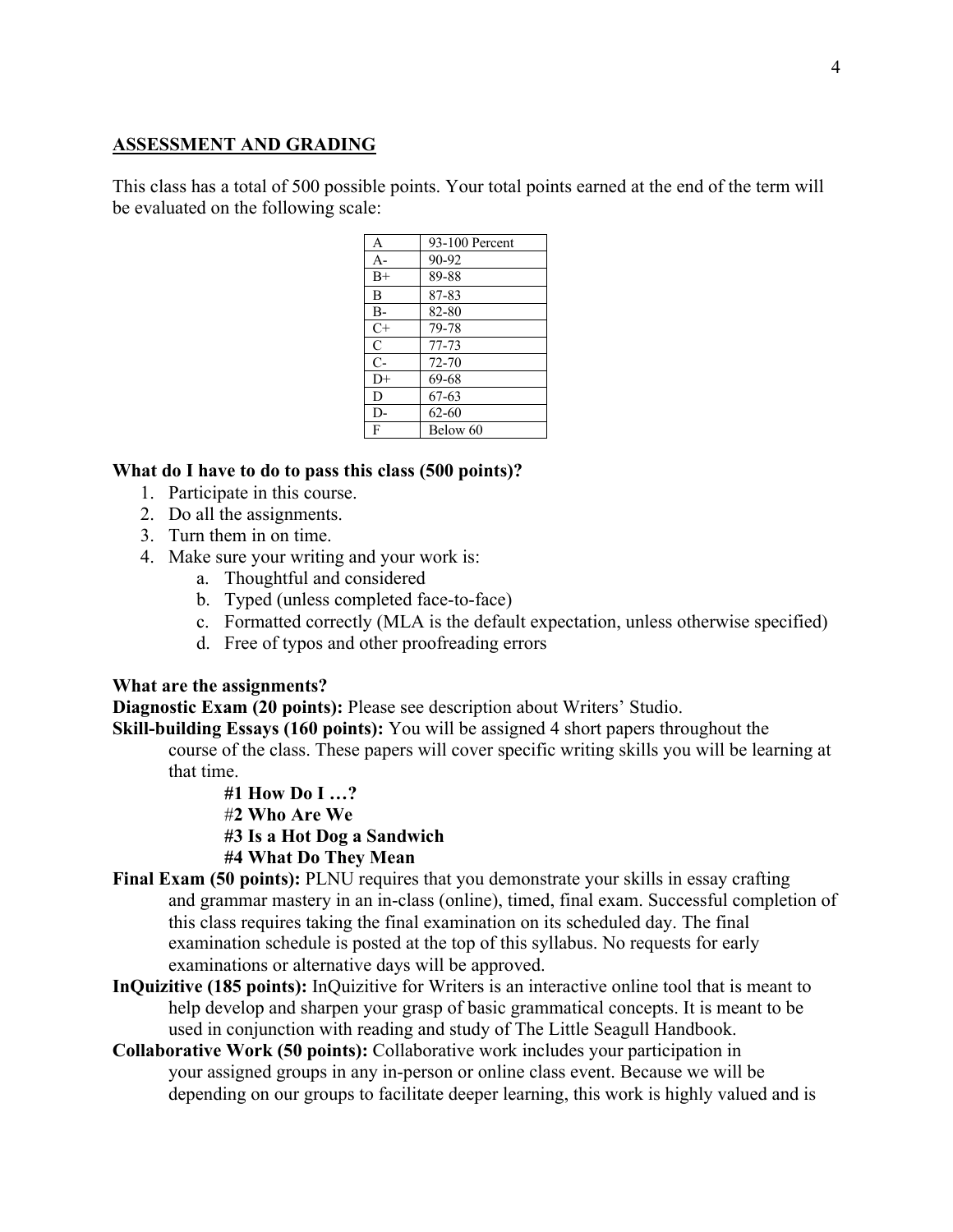## ASSESSMENT AND GRADING

This class has a total of 500 possible points. Your total points earned at the end of the term will be evaluated on the following scale:

| | |
|---|---|
| A | 93-100 Percent |
| A- | 90-92 |
| B+ | 89-88 |
| B | 87-83 |
| B- | 82-80 |
| C+ | 79-78 |
| C | 77-73 |
| C- | 72-70 |
| D+ | 69-68 |
| D | 67-63 |
| D- | 62-60 |
| F | Below 60 |

**What do I have to do to pass this class (500 points)?**

1. Participate in this course.
2. Do all the assignments.
3. Turn them in on time.
4. Make sure your writing and your work is:
   a. Thoughtful and considered
   b. Typed (unless completed face-to-face)
   c. Formatted correctly (MLA is the default expectation, unless otherwise specified)
   d. Free of typos and other proofreading errors

**What are the assignments?**

**Diagnostic Exam (20 points):** Please see description about Writers' Studio.

**Skill-building Essays (160 points):** You will be assigned 4 short papers throughout the course of the class. These papers will cover specific writing skills you will be learning at that time.

**#1 How Do I …?**
#**2 Who Are We**
**#3 Is a Hot Dog a Sandwich**
**#4 What Do They Mean**

**Final Exam (50 points):** PLNU requires that you demonstrate your skills in essay crafting and grammar mastery in an in-class (online), timed, final exam. Successful completion of this class requires taking the final examination on its scheduled day. The final examination schedule is posted at the top of this syllabus. No requests for early examinations or alternative days will be approved.

**InQuizitive (185 points):** InQuizitive for Writers is an interactive online tool that is meant to help develop and sharpen your grasp of basic grammatical concepts. It is meant to be used in conjunction with reading and study of The Little Seagull Handbook.

**Collaborative Work (50 points):** Collaborative work includes your participation in your assigned groups in any in-person or online class event. Because we will be depending on our groups to facilitate deeper learning, this work is highly valued and is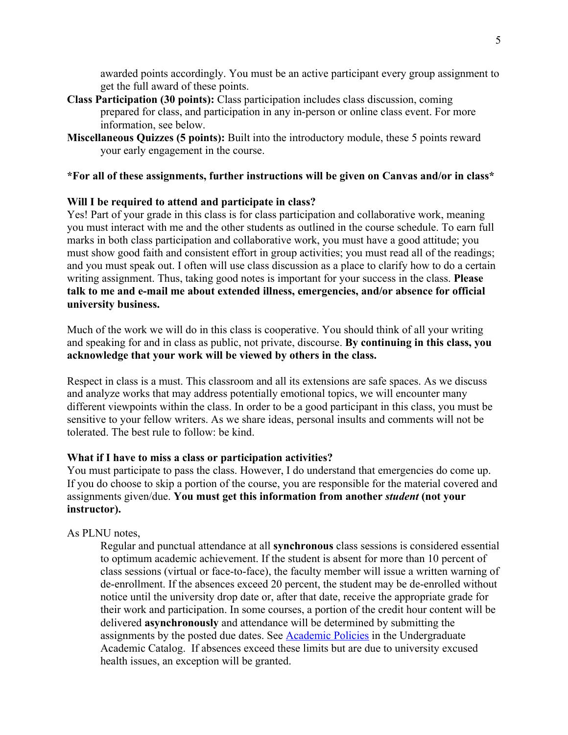awarded points accordingly. You must be an active participant every group assignment to get the full award of these points.

**Class Participation (30 points):** Class participation includes class discussion, coming prepared for class, and participation in any in-person or online class event. For more information, see below.

**Miscellaneous Quizzes (5 points):** Built into the introductory module, these 5 points reward your early engagement in the course.

**\*For all of these assignments, further instructions will be given on Canvas and/or in class\***

**Will I be required to attend and participate in class?**

Yes! Part of your grade in this class is for class participation and collaborative work, meaning you must interact with me and the other students as outlined in the course schedule. To earn full marks in both class participation and collaborative work, you must have a good attitude; you must show good faith and consistent effort in group activities; you must read all of the readings; and you must speak out. I often will use class discussion as a place to clarify how to do a certain writing assignment. Thus, taking good notes is important for your success in the class. **Please talk to me and e-mail me about extended illness, emergencies, and/or absence for official university business.**

Much of the work we will do in this class is cooperative. You should think of all your writing and speaking for and in class as public, not private, discourse. **By continuing in this class, you acknowledge that your work will be viewed by others in the class.**

Respect in class is a must. This classroom and all its extensions are safe spaces. As we discuss and analyze works that may address potentially emotional topics, we will encounter many different viewpoints within the class. In order to be a good participant in this class, you must be sensitive to your fellow writers. As we share ideas, personal insults and comments will not be tolerated. The best rule to follow: be kind.

**What if I have to miss a class or participation activities?**

You must participate to pass the class. However, I do understand that emergencies do come up. If you do choose to skip a portion of the course, you are responsible for the material covered and assignments given/due. **You must get this information from another *student* (not your instructor).**

As PLNU notes,

> Regular and punctual attendance at all **synchronous** class sessions is considered essential to optimum academic achievement. If the student is absent for more than 10 percent of class sessions (virtual or face-to-face), the faculty member will issue a written warning of de-enrollment. If the absences exceed 20 percent, the student may be de-enrolled without notice until the university drop date or, after that date, receive the appropriate grade for their work and participation. In some courses, a portion of the credit hour content will be delivered **asynchronously** and attendance will be determined by submitting the assignments by the posted due dates. See [Academic Policies]() in the Undergraduate Academic Catalog. If absences exceed these limits but are due to university excused health issues, an exception will be granted.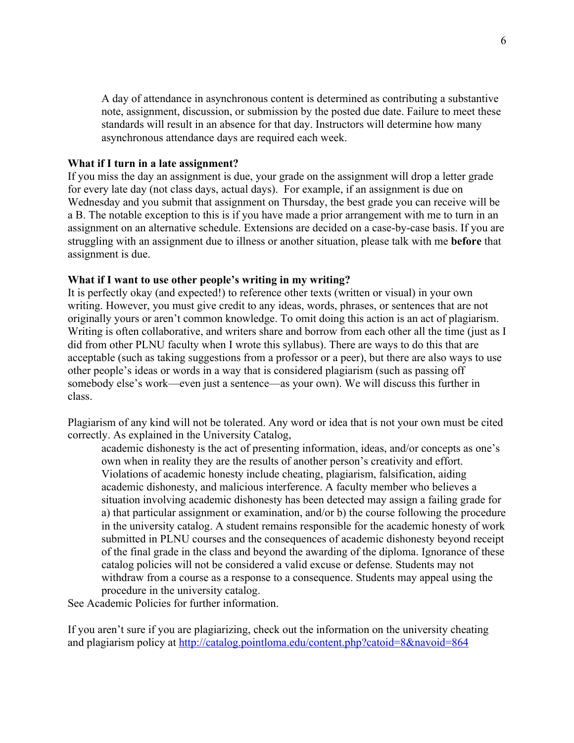> A day of attendance in asynchronous content is determined as contributing a substantive note, assignment, discussion, or submission by the posted due date. Failure to meet these standards will result in an absence for that day. Instructors will determine how many asynchronous attendance days are required each week.

**What if I turn in a late assignment?**
If you miss the day an assignment is due, your grade on the assignment will drop a letter grade for every late day (not class days, actual days). For example, if an assignment is due on Wednesday and you submit that assignment on Thursday, the best grade you can receive will be a B. The notable exception to this is if you have made a prior arrangement with me to turn in an assignment on an alternative schedule. Extensions are decided on a case-by-case basis. If you are struggling with an assignment due to illness or another situation, please talk with me **before** that assignment is due.

**What if I want to use other people's writing in my writing?**
It is perfectly okay (and expected!) to reference other texts (written or visual) in your own writing. However, you must give credit to any ideas, words, phrases, or sentences that are not originally yours or aren't common knowledge. To omit doing this action is an act of plagiarism. Writing is often collaborative, and writers share and borrow from each other all the time (just as I did from other PLNU faculty when I wrote this syllabus). There are ways to do this that are acceptable (such as taking suggestions from a professor or a peer), but there are also ways to use other people's ideas or words in a way that is considered plagiarism (such as passing off somebody else's work—even just a sentence—as your own). We will discuss this further in class.

Plagiarism of any kind will not be tolerated. Any word or idea that is not your own must be cited correctly. As explained in the University Catalog,

> academic dishonesty is the act of presenting information, ideas, and/or concepts as one's own when in reality they are the results of another person's creativity and effort. Violations of academic honesty include cheating, plagiarism, falsification, aiding academic dishonesty, and malicious interference. A faculty member who believes a situation involving academic dishonesty has been detected may assign a failing grade for a) that particular assignment or examination, and/or b) the course following the procedure in the university catalog. A student remains responsible for the academic honesty of work submitted in PLNU courses and the consequences of academic dishonesty beyond receipt of the final grade in the class and beyond the awarding of the diploma. Ignorance of these catalog policies will not be considered a valid excuse or defense. Students may not withdraw from a course as a response to a consequence. Students may appeal using the procedure in the university catalog.

See Academic Policies for further information.

If you aren't sure if you are plagiarizing, check out the information on the university cheating and plagiarism policy at http://catalog.pointloma.edu/content.php?catoid=8&navoid=864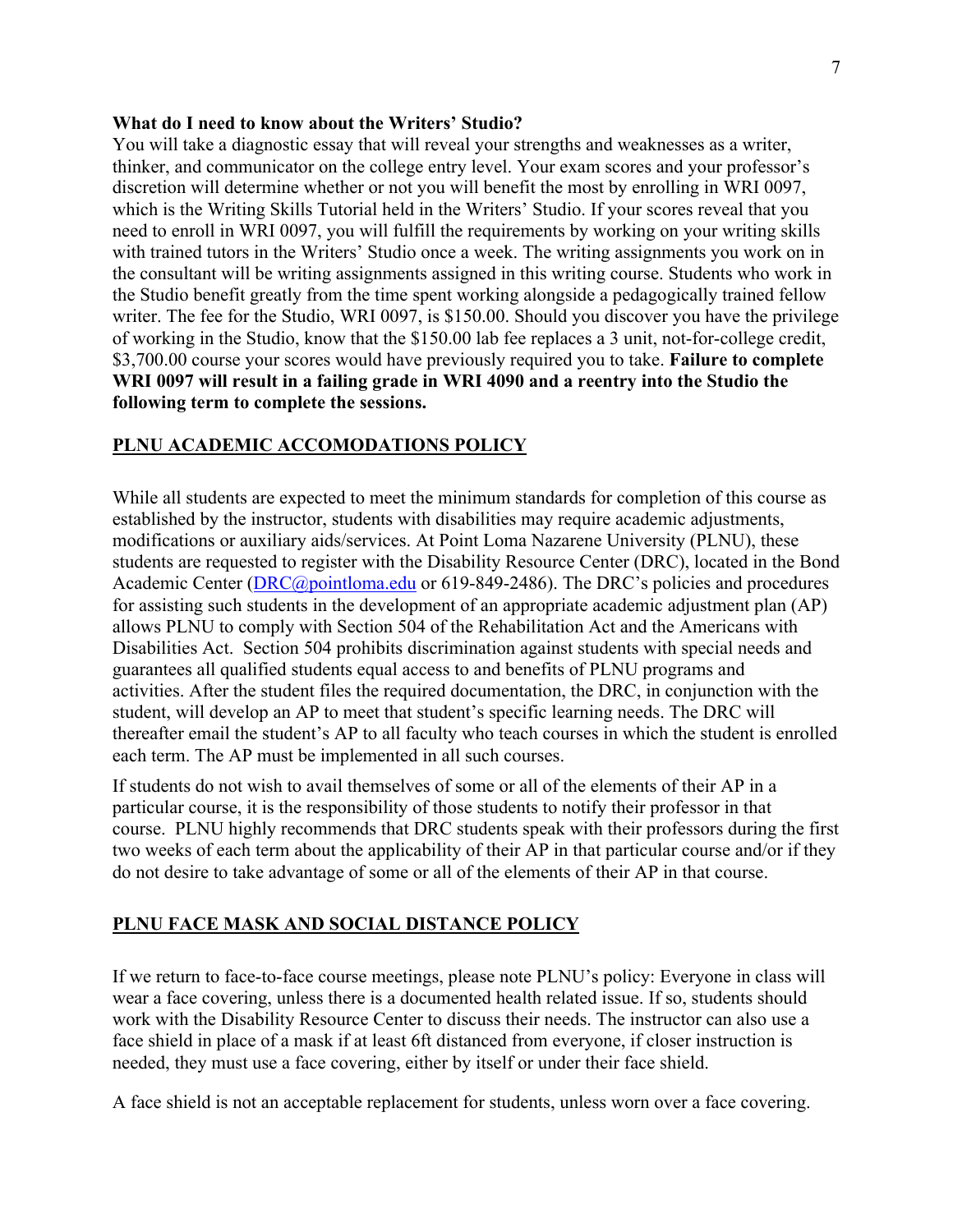**What do I need to know about the Writers' Studio?**

You will take a diagnostic essay that will reveal your strengths and weaknesses as a writer, thinker, and communicator on the college entry level. Your exam scores and your professor's discretion will determine whether or not you will benefit the most by enrolling in WRI 0097, which is the Writing Skills Tutorial held in the Writers' Studio. If your scores reveal that you need to enroll in WRI 0097, you will fulfill the requirements by working on your writing skills with trained tutors in the Writers' Studio once a week. The writing assignments you work on in the consultant will be writing assignments assigned in this writing course. Students who work in the Studio benefit greatly from the time spent working alongside a pedagogically trained fellow writer. The fee for the Studio, WRI 0097, is $150.00. Should you discover you have the privilege of working in the Studio, know that the $150.00 lab fee replaces a 3 unit, not-for-college credit, $3,700.00 course your scores would have previously required you to take. **Failure to complete WRI 0097 will result in a failing grade in WRI 4090 and a reentry into the Studio the following term to complete the sessions.**

## PLNU ACADEMIC ACCOMODATIONS POLICY

While all students are expected to meet the minimum standards for completion of this course as established by the instructor, students with disabilities may require academic adjustments, modifications or auxiliary aids/services. At Point Loma Nazarene University (PLNU), these students are requested to register with the Disability Resource Center (DRC), located in the Bond Academic Center (DRC@pointloma.edu or 619-849-2486). The DRC's policies and procedures for assisting such students in the development of an appropriate academic adjustment plan (AP) allows PLNU to comply with Section 504 of the Rehabilitation Act and the Americans with Disabilities Act. Section 504 prohibits discrimination against students with special needs and guarantees all qualified students equal access to and benefits of PLNU programs and activities. After the student files the required documentation, the DRC, in conjunction with the student, will develop an AP to meet that student's specific learning needs. The DRC will thereafter email the student's AP to all faculty who teach courses in which the student is enrolled each term. The AP must be implemented in all such courses.

If students do not wish to avail themselves of some or all of the elements of their AP in a particular course, it is the responsibility of those students to notify their professor in that course. PLNU highly recommends that DRC students speak with their professors during the first two weeks of each term about the applicability of their AP in that particular course and/or if they do not desire to take advantage of some or all of the elements of their AP in that course.

## PLNU FACE MASK AND SOCIAL DISTANCE POLICY

If we return to face-to-face course meetings, please note PLNU's policy: Everyone in class will wear a face covering, unless there is a documented health related issue. If so, students should work with the Disability Resource Center to discuss their needs. The instructor can also use a face shield in place of a mask if at least 6ft distanced from everyone, if closer instruction is needed, they must use a face covering, either by itself or under their face shield.

A face shield is not an acceptable replacement for students, unless worn over a face covering.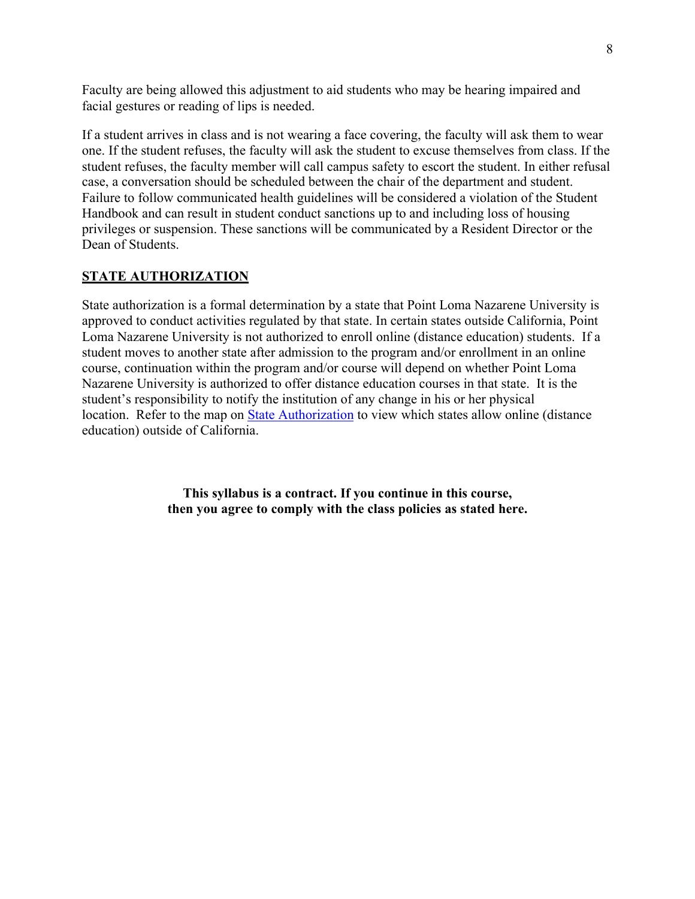Faculty are being allowed this adjustment to aid students who may be hearing impaired and facial gestures or reading of lips is needed.

If a student arrives in class and is not wearing a face covering, the faculty will ask them to wear one. If the student refuses, the faculty will ask the student to excuse themselves from class. If the student refuses, the faculty member will call campus safety to escort the student. In either refusal case, a conversation should be scheduled between the chair of the department and student. Failure to follow communicated health guidelines will be considered a violation of the Student Handbook and can result in student conduct sanctions up to and including loss of housing privileges or suspension. These sanctions will be communicated by a Resident Director or the Dean of Students.

## STATE AUTHORIZATION

State authorization is a formal determination by a state that Point Loma Nazarene University is approved to conduct activities regulated by that state. In certain states outside California, Point Loma Nazarene University is not authorized to enroll online (distance education) students. If a student moves to another state after admission to the program and/or enrollment in an online course, continuation within the program and/or course will depend on whether Point Loma Nazarene University is authorized to offer distance education courses in that state. It is the student's responsibility to notify the institution of any change in his or her physical location. Refer to the map on State Authorization to view which states allow online (distance education) outside of California.

**This syllabus is a contract. If you continue in this course, then you agree to comply with the class policies as stated here.**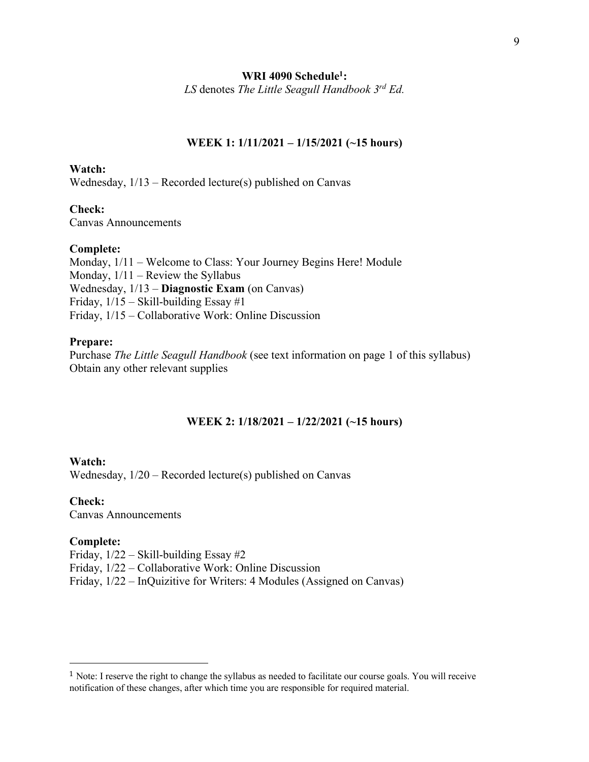## WRI 4090 Schedule[1]:

*LS* denotes *The Little Seagull Handbook 3rd Ed.*

### WEEK 1: 1/11/2021 – 1/15/2021 (~15 hours)

**Watch:**
Wednesday, 1/13 – Recorded lecture(s) published on Canvas

**Check:**
Canvas Announcements

**Complete:**
Monday, 1/11 – Welcome to Class: Your Journey Begins Here! Module
Monday, 1/11 – Review the Syllabus
Wednesday, 1/13 – **Diagnostic Exam** (on Canvas)
Friday, 1/15 – Skill-building Essay #1
Friday, 1/15 – Collaborative Work: Online Discussion

**Prepare:**
Purchase *The Little Seagull Handbook* (see text information on page 1 of this syllabus)
Obtain any other relevant supplies

### WEEK 2: 1/18/2021 – 1/22/2021 (~15 hours)

**Watch:**
Wednesday, 1/20 – Recorded lecture(s) published on Canvas

**Check:**
Canvas Announcements

**Complete:**
Friday, 1/22 – Skill-building Essay #2
Friday, 1/22 – Collaborative Work: Online Discussion
Friday, 1/22 – InQuizitive for Writers: 4 Modules (Assigned on Canvas)

---

[1] Note: I reserve the right to change the syllabus as needed to facilitate our course goals. You will receive notification of these changes, after which time you are responsible for required material.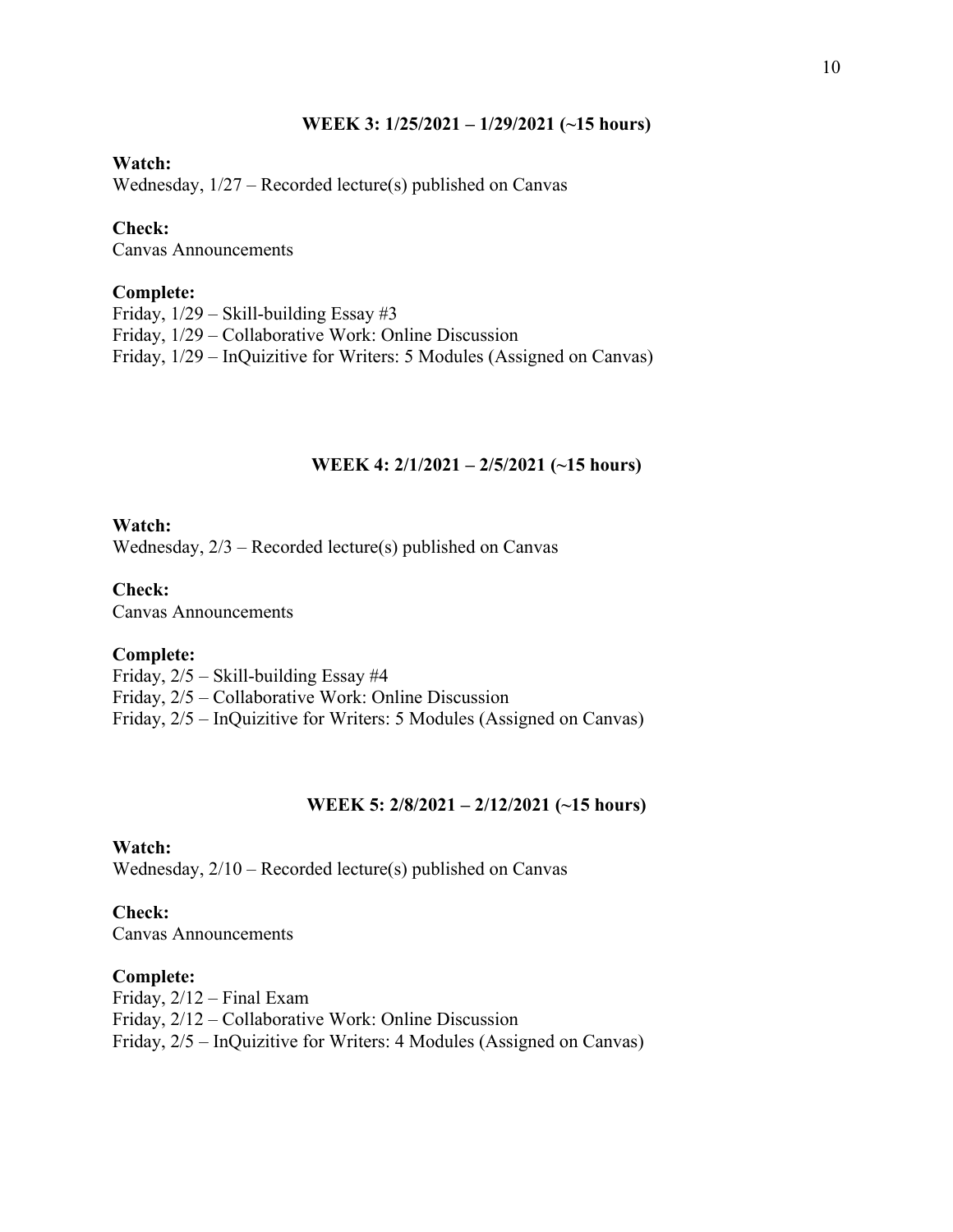### WEEK 3: 1/25/2021 – 1/29/2021 (~15 hours)

**Watch:**
Wednesday, 1/27 – Recorded lecture(s) published on Canvas

**Check:**
Canvas Announcements

**Complete:**
Friday, 1/29 – Skill-building Essay #3
Friday, 1/29 – Collaborative Work: Online Discussion
Friday, 1/29 – InQuizitive for Writers: 5 Modules (Assigned on Canvas)

### WEEK 4: 2/1/2021 – 2/5/2021 (~15 hours)

**Watch:**
Wednesday, 2/3 – Recorded lecture(s) published on Canvas

**Check:**
Canvas Announcements

**Complete:**
Friday, 2/5 – Skill-building Essay #4
Friday, 2/5 – Collaborative Work: Online Discussion
Friday, 2/5 – InQuizitive for Writers: 5 Modules (Assigned on Canvas)

### WEEK 5: 2/8/2021 – 2/12/2021 (~15 hours)

**Watch:**
Wednesday, 2/10 – Recorded lecture(s) published on Canvas

**Check:**
Canvas Announcements

**Complete:**
Friday, 2/12 – Final Exam
Friday, 2/12 – Collaborative Work: Online Discussion
Friday, 2/5 – InQuizitive for Writers: 4 Modules (Assigned on Canvas)